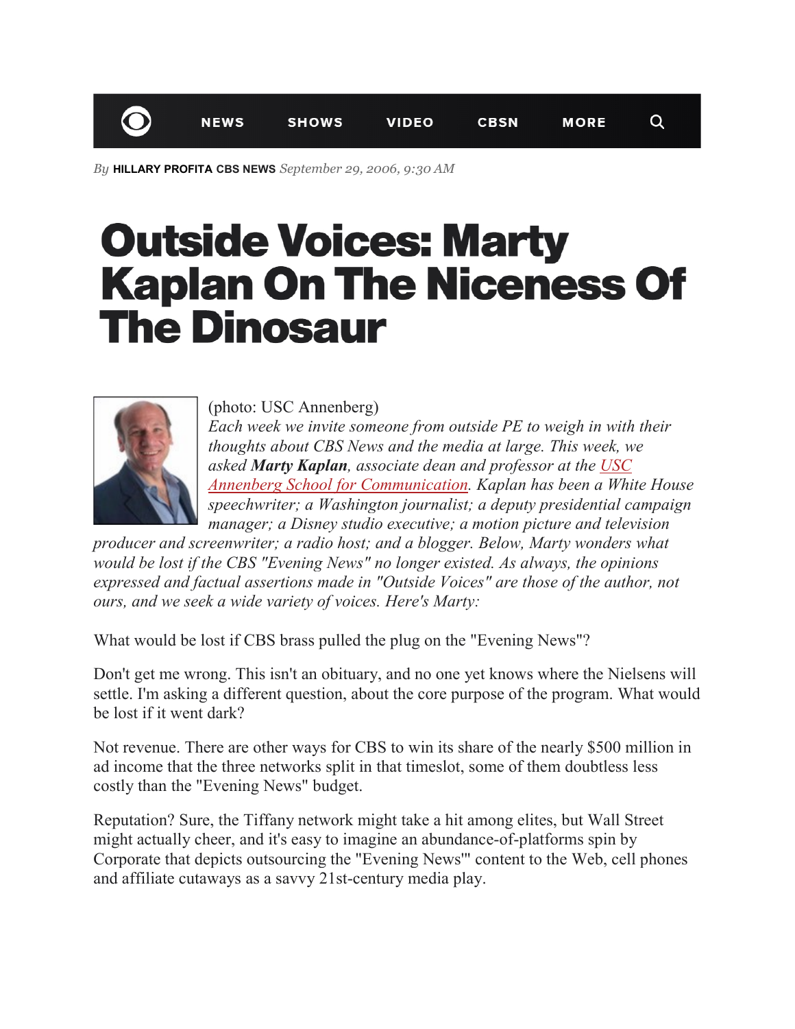By **HILLARY PROFITA CBS NEWS** *September 29, 2006, 9:30 AM*

# Outside Voices: Marty Kaplan On The Niceness Of The Dinosaur

(photo: USC Annenberg)

*Each week we invite someone from outside PE to weigh in with their thoughts about CBS News and the media at large. This week, we asked **Marty Kaplan**, associate dean and professor at the [USC Annenberg School for Communication](). Kaplan has been a White House speechwriter; a Washington journalist; a deputy presidential campaign manager; a Disney studio executive; a motion picture and television producer and screenwriter; a radio host; and a blogger. Below, Marty wonders what would be lost if the CBS "Evening News" no longer existed. As always, the opinions expressed and factual assertions made in "Outside Voices" are those of the author, not ours, and we seek a wide variety of voices. Here's Marty:*

What would be lost if CBS brass pulled the plug on the "Evening News"?

Don't get me wrong. This isn't an obituary, and no one yet knows where the Nielsens will settle. I'm asking a different question, about the core purpose of the program. What would be lost if it went dark?

Not revenue. There are other ways for CBS to win its share of the nearly $500 million in ad income that the three networks split in that timeslot, some of them doubtless less costly than the "Evening News" budget.

Reputation? Sure, the Tiffany network might take a hit among elites, but Wall Street might actually cheer, and it's easy to imagine an abundance-of-platforms spin by Corporate that depicts outsourcing the "Evening News'" content to the Web, cell phones and affiliate cutaways as a savvy 21st-century media play.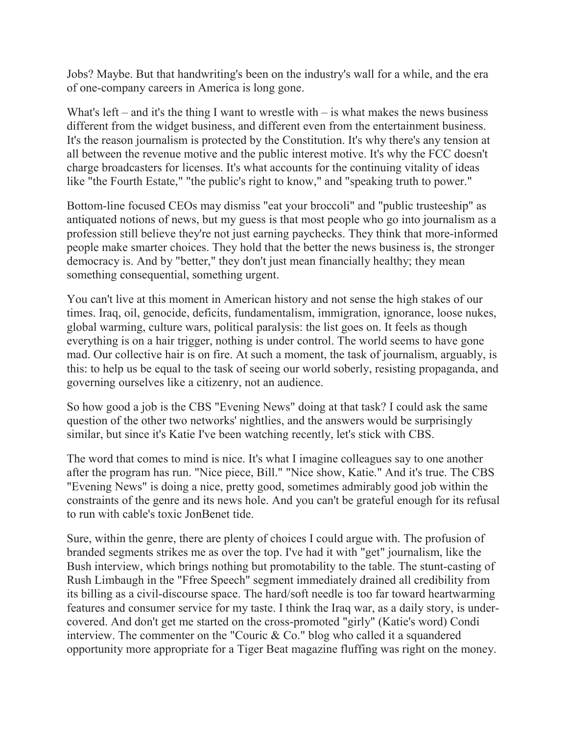Jobs? Maybe. But that handwriting's been on the industry's wall for a while, and the era of one-company careers in America is long gone.

What's left – and it's the thing I want to wrestle with – is what makes the news business different from the widget business, and different even from the entertainment business. It's the reason journalism is protected by the Constitution. It's why there's any tension at all between the revenue motive and the public interest motive. It's why the FCC doesn't charge broadcasters for licenses. It's what accounts for the continuing vitality of ideas like "the Fourth Estate," "the public's right to know," and "speaking truth to power."

Bottom-line focused CEOs may dismiss "eat your broccoli" and "public trusteeship" as antiquated notions of news, but my guess is that most people who go into journalism as a profession still believe they're not just earning paychecks. They think that more-informed people make smarter choices. They hold that the better the news business is, the stronger democracy is. And by "better," they don't just mean financially healthy; they mean something consequential, something urgent.

You can't live at this moment in American history and not sense the high stakes of our times. Iraq, oil, genocide, deficits, fundamentalism, immigration, ignorance, loose nukes, global warming, culture wars, political paralysis: the list goes on. It feels as though everything is on a hair trigger, nothing is under control. The world seems to have gone mad. Our collective hair is on fire. At such a moment, the task of journalism, arguably, is this: to help us be equal to the task of seeing our world soberly, resisting propaganda, and governing ourselves like a citizenry, not an audience.

So how good a job is the CBS "Evening News" doing at that task? I could ask the same question of the other two networks' nightlies, and the answers would be surprisingly similar, but since it's Katie I've been watching recently, let's stick with CBS.

The word that comes to mind is nice. It's what I imagine colleagues say to one another after the program has run. "Nice piece, Bill." "Nice show, Katie." And it's true. The CBS "Evening News" is doing a nice, pretty good, sometimes admirably good job within the constraints of the genre and its news hole. And you can't be grateful enough for its refusal to run with cable's toxic JonBenet tide.

Sure, within the genre, there are plenty of choices I could argue with. The profusion of branded segments strikes me as over the top. I've had it with "get" journalism, like the Bush interview, which brings nothing but promotability to the table. The stunt-casting of Rush Limbaugh in the "Ffree Speech" segment immediately drained all credibility from its billing as a civil-discourse space. The hard/soft needle is too far toward heartwarming features and consumer service for my taste. I think the Iraq war, as a daily story, is under-covered. And don't get me started on the cross-promoted "girly" (Katie's word) Condi interview. The commenter on the "Couric & Co." blog who called it a squandered opportunity more appropriate for a Tiger Beat magazine fluffing was right on the money.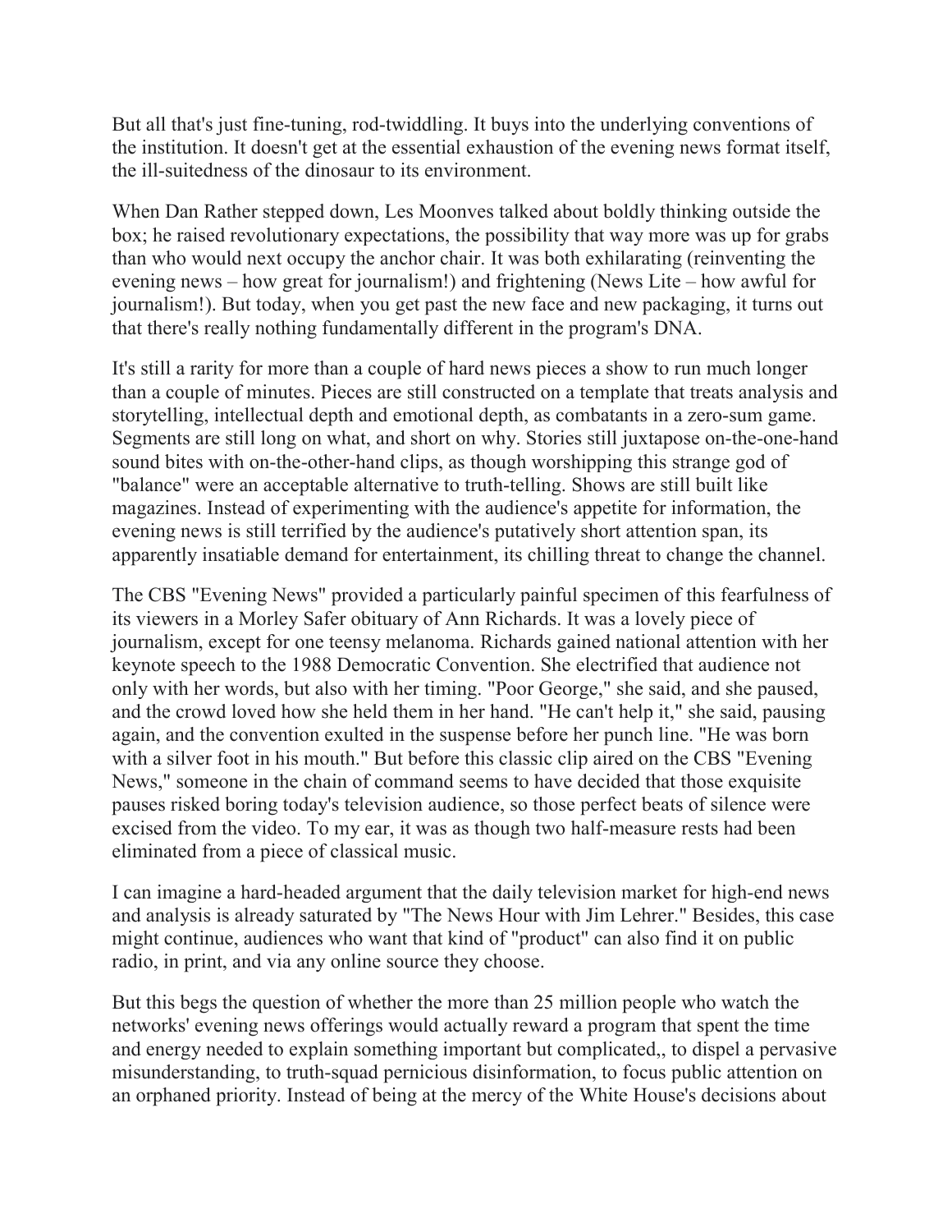But all that's just fine-tuning, rod-twiddling. It buys into the underlying conventions of the institution. It doesn't get at the essential exhaustion of the evening news format itself, the ill-suitedness of the dinosaur to its environment.

When Dan Rather stepped down, Les Moonves talked about boldly thinking outside the box; he raised revolutionary expectations, the possibility that way more was up for grabs than who would next occupy the anchor chair. It was both exhilarating (reinventing the evening news – how great for journalism!) and frightening (News Lite – how awful for journalism!). But today, when you get past the new face and new packaging, it turns out that there's really nothing fundamentally different in the program's DNA.

It's still a rarity for more than a couple of hard news pieces a show to run much longer than a couple of minutes. Pieces are still constructed on a template that treats analysis and storytelling, intellectual depth and emotional depth, as combatants in a zero-sum game. Segments are still long on what, and short on why. Stories still juxtapose on-the-one-hand sound bites with on-the-other-hand clips, as though worshipping this strange god of "balance" were an acceptable alternative to truth-telling. Shows are still built like magazines. Instead of experimenting with the audience's appetite for information, the evening news is still terrified by the audience's putatively short attention span, its apparently insatiable demand for entertainment, its chilling threat to change the channel.

The CBS "Evening News" provided a particularly painful specimen of this fearfulness of its viewers in a Morley Safer obituary of Ann Richards. It was a lovely piece of journalism, except for one teensy melanoma. Richards gained national attention with her keynote speech to the 1988 Democratic Convention. She electrified that audience not only with her words, but also with her timing. "Poor George," she said, and she paused, and the crowd loved how she held them in her hand. "He can't help it," she said, pausing again, and the convention exulted in the suspense before her punch line. "He was born with a silver foot in his mouth." But before this classic clip aired on the CBS "Evening News," someone in the chain of command seems to have decided that those exquisite pauses risked boring today's television audience, so those perfect beats of silence were excised from the video. To my ear, it was as though two half-measure rests had been eliminated from a piece of classical music.

I can imagine a hard-headed argument that the daily television market for high-end news and analysis is already saturated by "The News Hour with Jim Lehrer." Besides, this case might continue, audiences who want that kind of "product" can also find it on public radio, in print, and via any online source they choose.

But this begs the question of whether the more than 25 million people who watch the networks' evening news offerings would actually reward a program that spent the time and energy needed to explain something important but complicated,, to dispel a pervasive misunderstanding, to truth-squad pernicious disinformation, to focus public attention on an orphaned priority. Instead of being at the mercy of the White House's decisions about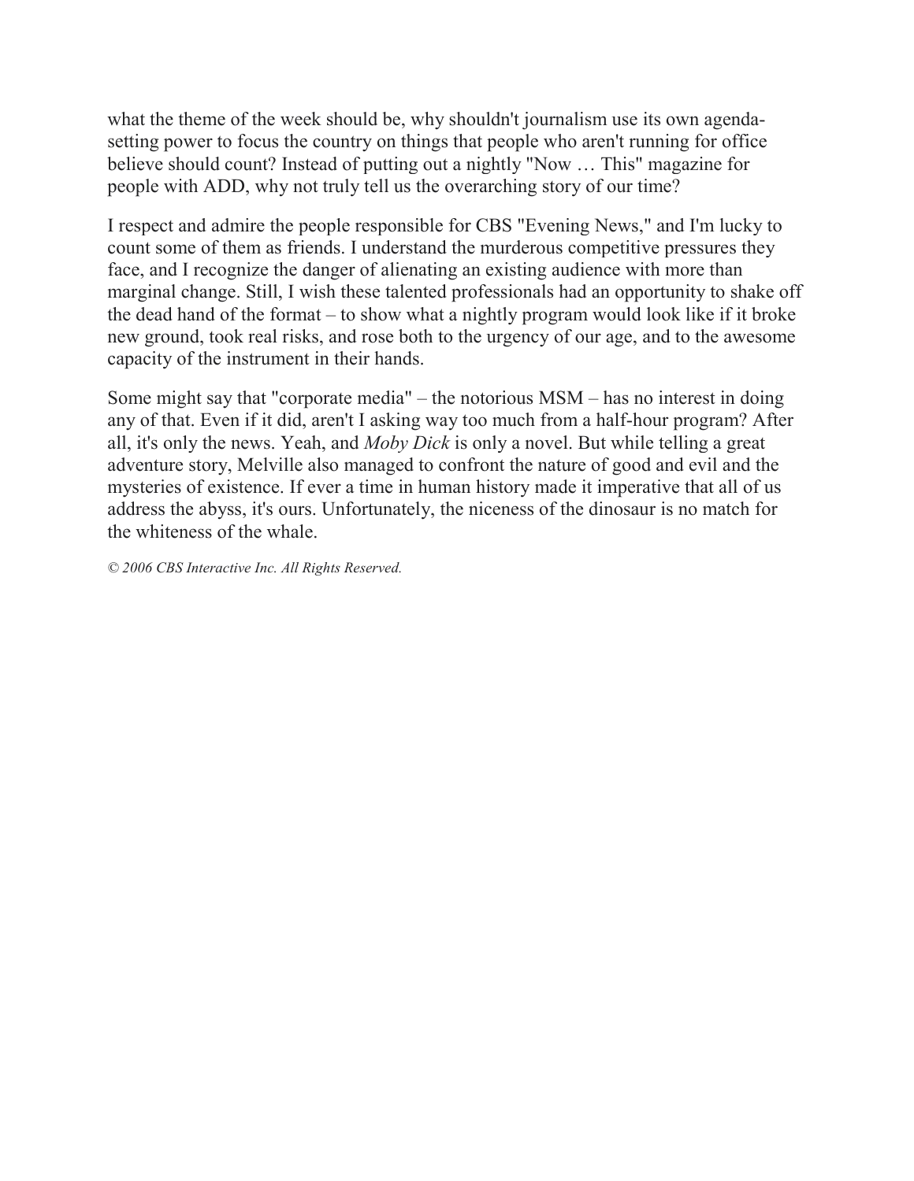what the theme of the week should be, why shouldn't journalism use its own agenda-setting power to focus the country on things that people who aren't running for office believe should count? Instead of putting out a nightly "Now … This" magazine for people with ADD, why not truly tell us the overarching story of our time?

I respect and admire the people responsible for CBS "Evening News," and I'm lucky to count some of them as friends. I understand the murderous competitive pressures they face, and I recognize the danger of alienating an existing audience with more than marginal change. Still, I wish these talented professionals had an opportunity to shake off the dead hand of the format – to show what a nightly program would look like if it broke new ground, took real risks, and rose both to the urgency of our age, and to the awesome capacity of the instrument in their hands.

Some might say that "corporate media" – the notorious MSM – has no interest in doing any of that. Even if it did, aren't I asking way too much from a half-hour program? After all, it's only the news. Yeah, and *Moby Dick* is only a novel. But while telling a great adventure story, Melville also managed to confront the nature of good and evil and the mysteries of existence. If ever a time in human history made it imperative that all of us address the abyss, it's ours. Unfortunately, the niceness of the dinosaur is no match for the whiteness of the whale.

*© 2006 CBS Interactive Inc. All Rights Reserved.*